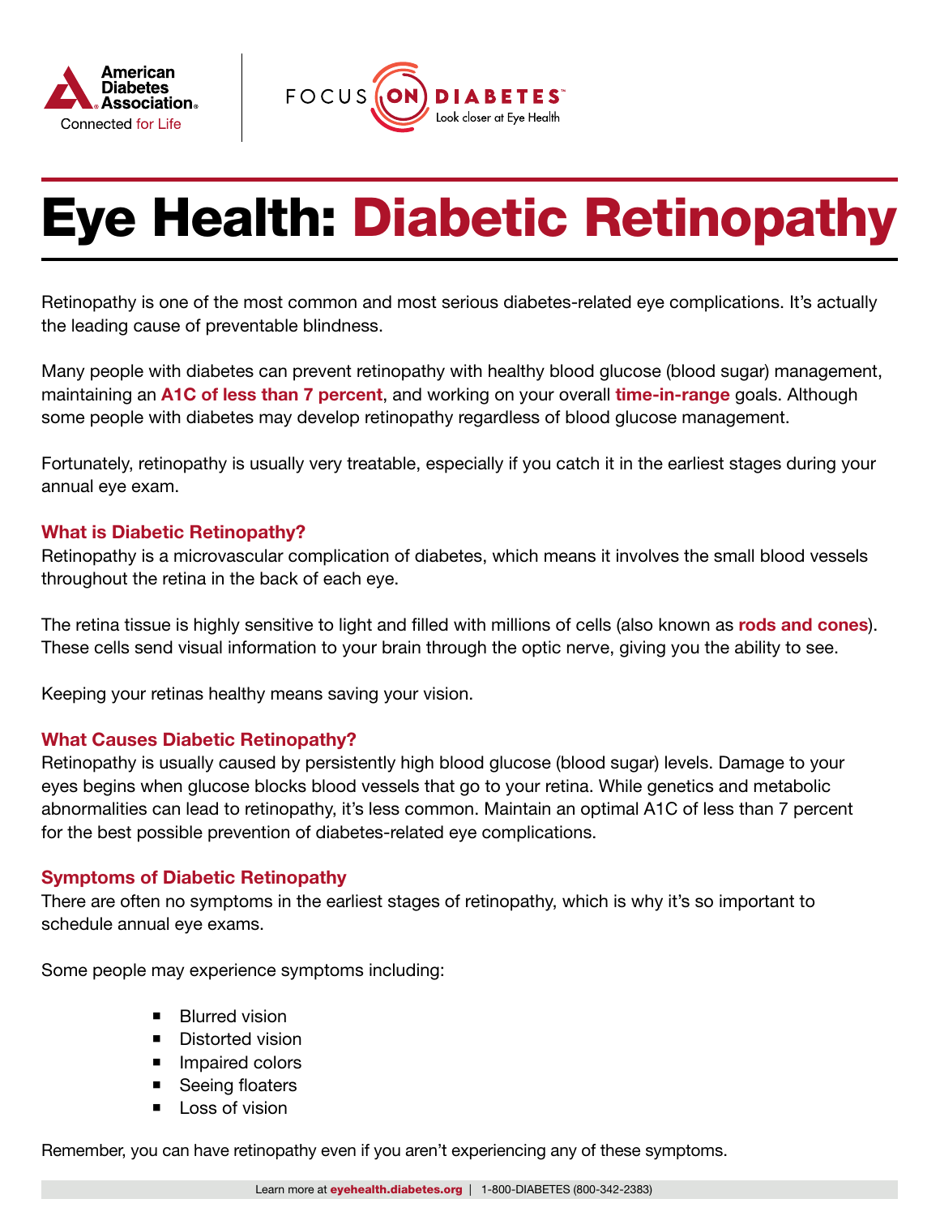# Eye Health: Diabetic Retinopathy

Retinopathy is one of the most common and most serious diabetes-related eye complications. It's actually the leading cause of preventable blindness.

Many people with diabetes can prevent retinopathy with healthy blood glucose (blood sugar) management, maintaining an **A1C of less than 7 percent**, and working on your overall **time-in-range** goals. Although some people with diabetes may develop retinopathy regardless of blood glucose management.

Fortunately, retinopathy is usually very treatable, especially if you catch it in the earliest stages during your annual eye exam.

## What is Diabetic Retinopathy?

Retinopathy is a microvascular complication of diabetes, which means it involves the small blood vessels throughout the retina in the back of each eye.

The retina tissue is highly sensitive to light and filled with millions of cells (also known as **rods and cones**). These cells send visual information to your brain through the optic nerve, giving you the ability to see.

Keeping your retinas healthy means saving your vision.

## What Causes Diabetic Retinopathy?

Retinopathy is usually caused by persistently high blood glucose (blood sugar) levels. Damage to your eyes begins when glucose blocks blood vessels that go to your retina. While genetics and metabolic abnormalities can lead to retinopathy, it's less common. Maintain an optimal A1C of less than 7 percent for the best possible prevention of diabetes-related eye complications.

## Symptoms of Diabetic Retinopathy

There are often no symptoms in the earliest stages of retinopathy, which is why it's so important to schedule annual eye exams.

Some people may experience symptoms including:

- Blurred vision
- Distorted vision
- Impaired colors
- Seeing floaters
- Loss of vision

Remember, you can have retinopathy even if you aren't experiencing any of these symptoms.

Learn more at **eyehealth.diabetes.org** | 1-800-DIABETES (800-342-2383)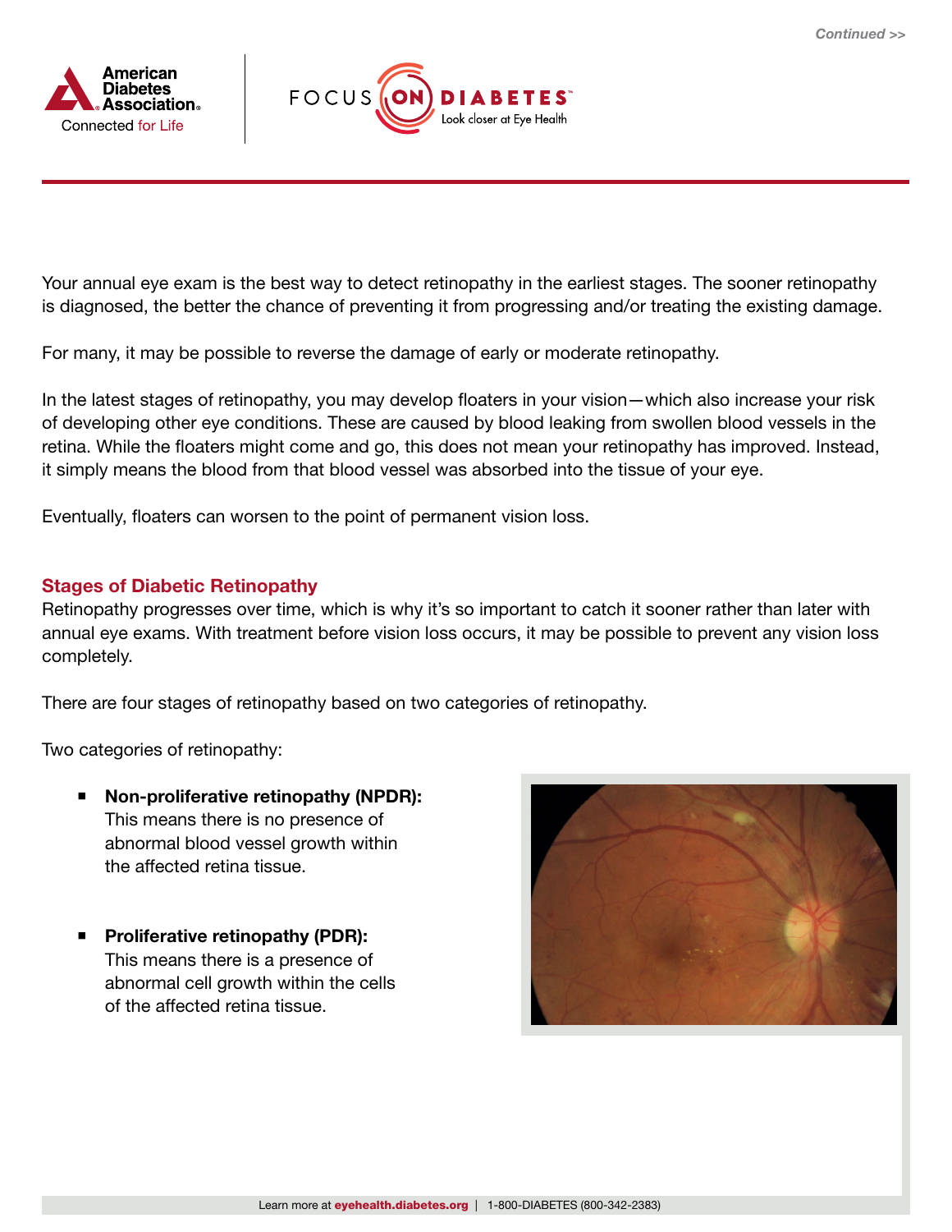Your annual eye exam is the best way to detect retinopathy in the earliest stages. The sooner retinopathy is diagnosed, the better the chance of preventing it from progressing and/or treating the existing damage.

For many, it may be possible to reverse the damage of early or moderate retinopathy.

In the latest stages of retinopathy, you may develop floaters in your vision—which also increase your risk of developing other eye conditions. These are caused by blood leaking from swollen blood vessels in the retina. While the floaters might come and go, this does not mean your retinopathy has improved. Instead, it simply means the blood from that blood vessel was absorbed into the tissue of your eye.

Eventually, floaters can worsen to the point of permanent vision loss.

## Stages of Diabetic Retinopathy

Retinopathy progresses over time, which is why it's so important to catch it sooner rather than later with annual eye exams. With treatment before vision loss occurs, it may be possible to prevent any vision loss completely.

There are four stages of retinopathy based on two categories of retinopathy.

Two categories of retinopathy:

- **Non-proliferative retinopathy (NPDR):** This means there is no presence of abnormal blood vessel growth within the affected retina tissue.
- **Proliferative retinopathy (PDR):** This means there is a presence of abnormal cell growth within the cells of the affected retina tissue.

Learn more at **eyehealth.diabetes.org** | 1-800-DIABETES (800-342-2383)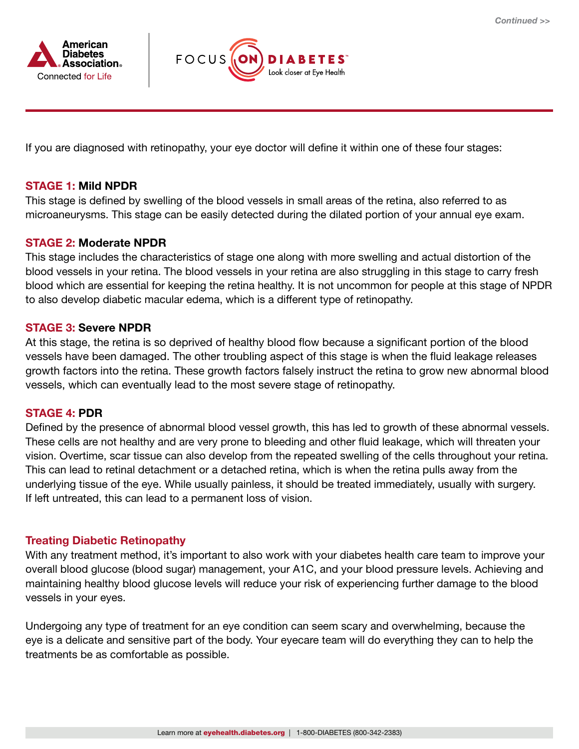If you are diagnosed with retinopathy, your eye doctor will define it within one of these four stages:

### STAGE 1: Mild NPDR

This stage is defined by swelling of the blood vessels in small areas of the retina, also referred to as microaneurysms. This stage can be easily detected during the dilated portion of your annual eye exam.

### STAGE 2: Moderate NPDR

This stage includes the characteristics of stage one along with more swelling and actual distortion of the blood vessels in your retina. The blood vessels in your retina are also struggling in this stage to carry fresh blood which are essential for keeping the retina healthy. It is not uncommon for people at this stage of NPDR to also develop diabetic macular edema, which is a different type of retinopathy.

### STAGE 3: Severe NPDR

At this stage, the retina is so deprived of healthy blood flow because a significant portion of the blood vessels have been damaged. The other troubling aspect of this stage is when the fluid leakage releases growth factors into the retina. These growth factors falsely instruct the retina to grow new abnormal blood vessels, which can eventually lead to the most severe stage of retinopathy.

### STAGE 4: PDR

Defined by the presence of abnormal blood vessel growth, this has led to growth of these abnormal vessels. These cells are not healthy and are very prone to bleeding and other fluid leakage, which will threaten your vision. Overtime, scar tissue can also develop from the repeated swelling of the cells throughout your retina. This can lead to retinal detachment or a detached retina, which is when the retina pulls away from the underlying tissue of the eye. While usually painless, it should be treated immediately, usually with surgery. If left untreated, this can lead to a permanent loss of vision.

## Treating Diabetic Retinopathy

With any treatment method, it's important to also work with your diabetes health care team to improve your overall blood glucose (blood sugar) management, your A1C, and your blood pressure levels. Achieving and maintaining healthy blood glucose levels will reduce your risk of experiencing further damage to the blood vessels in your eyes.

Undergoing any type of treatment for an eye condition can seem scary and overwhelming, because the eye is a delicate and sensitive part of the body. Your eyecare team will do everything they can to help the treatments be as comfortable as possible.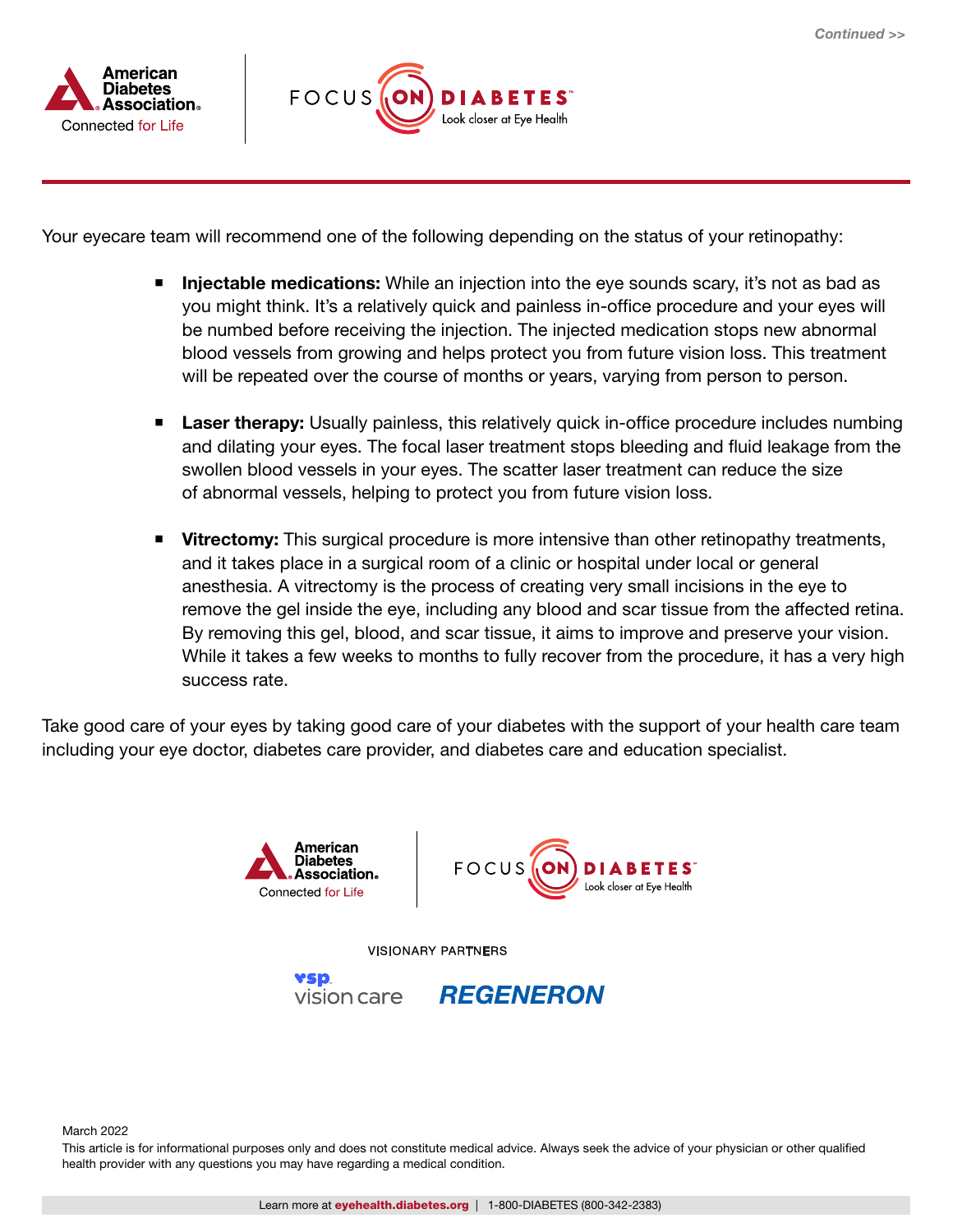Your eyecare team will recommend one of the following depending on the status of your retinopathy:

- **Injectable medications:** While an injection into the eye sounds scary, it's not as bad as you might think. It's a relatively quick and painless in-office procedure and your eyes will be numbed before receiving the injection. The injected medication stops new abnormal blood vessels from growing and helps protect you from future vision loss. This treatment will be repeated over the course of months or years, varying from person to person.

- **Laser therapy:** Usually painless, this relatively quick in-office procedure includes numbing and dilating your eyes. The focal laser treatment stops bleeding and fluid leakage from the swollen blood vessels in your eyes. The scatter laser treatment can reduce the size of abnormal vessels, helping to protect you from future vision loss.

- **Vitrectomy:** This surgical procedure is more intensive than other retinopathy treatments, and it takes place in a surgical room of a clinic or hospital under local or general anesthesia. A vitrectomy is the process of creating very small incisions in the eye to remove the gel inside the eye, including any blood and scar tissue from the affected retina. By removing this gel, blood, and scar tissue, it aims to improve and preserve your vision. While it takes a few weeks to months to fully recover from the procedure, it has a very high success rate.

Take good care of your eyes by taking good care of your diabetes with the support of your health care team including your eye doctor, diabetes care provider, and diabetes care and education specialist.

American Diabetes Association. Connected for Life

FOCUS ON DIABETES™ Look closer at Eye Health

VISIONARY PARTNERS

vsp. vision care

REGENERON

March 2022

This article is for informational purposes only and does not constitute medical advice. Always seek the advice of your physician or other qualified health provider with any questions you may have regarding a medical condition.

Learn more at **eyehealth.diabetes.org** | 1-800-DIABETES (800-342-2383)